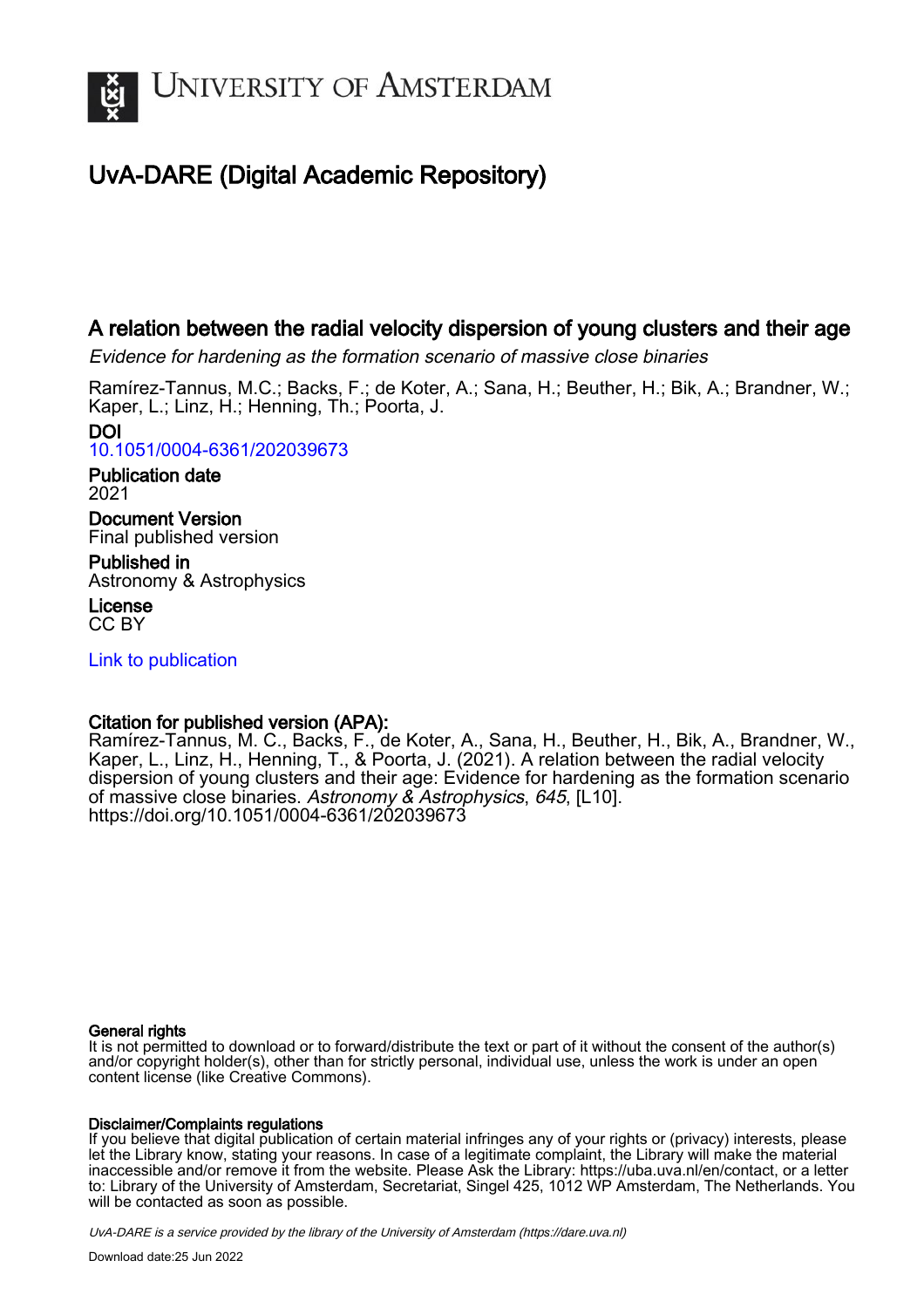UNIVERSITY OF AMSTERDAM

# UvA-DARE (Digital Academic Repository)

## A relation between the radial velocity dispersion of young clusters and their age

*Evidence for hardening as the formation scenario of massive close binaries*

Ramírez-Tannus, M.C.; Backs, F.; de Koter, A.; Sana, H.; Beuther, H.; Bik, A.; Brandner, W.; Kaper, L.; Linz, H.; Henning, Th.; Poorta, J.

**DOI**
10.1051/0004-6361/202039673

**Publication date**
2021

**Document Version**
Final published version

**Published in**
Astronomy & Astrophysics

**License**
CC BY

Link to publication

**Citation for published version (APA):**
Ramírez-Tannus, M. C., Backs, F., de Koter, A., Sana, H., Beuther, H., Bik, A., Brandner, W., Kaper, L., Linz, H., Henning, T., & Poorta, J. (2021). A relation between the radial velocity dispersion of young clusters and their age: Evidence for hardening as the formation scenario of massive close binaries. *Astronomy & Astrophysics*, *645*, [L10]. https://doi.org/10.1051/0004-6361/202039673

**General rights**
It is not permitted to download or to forward/distribute the text or part of it without the consent of the author(s) and/or copyright holder(s), other than for strictly personal, individual use, unless the work is under an open content license (like Creative Commons).

**Disclaimer/Complaints regulations**
If you believe that digital publication of certain material infringes any of your rights or (privacy) interests, please let the Library know, stating your reasons. In case of a legitimate complaint, the Library will make the material inaccessible and/or remove it from the website. Please Ask the Library: https://uba.uva.nl/en/contact, or a letter to: Library of the University of Amsterdam, Secretariat, Singel 425, 1012 WP Amsterdam, The Netherlands. You will be contacted as soon as possible.

*UvA-DARE is a service provided by the library of the University of Amsterdam (https://dare.uva.nl)*

Download date:25 Jun 2022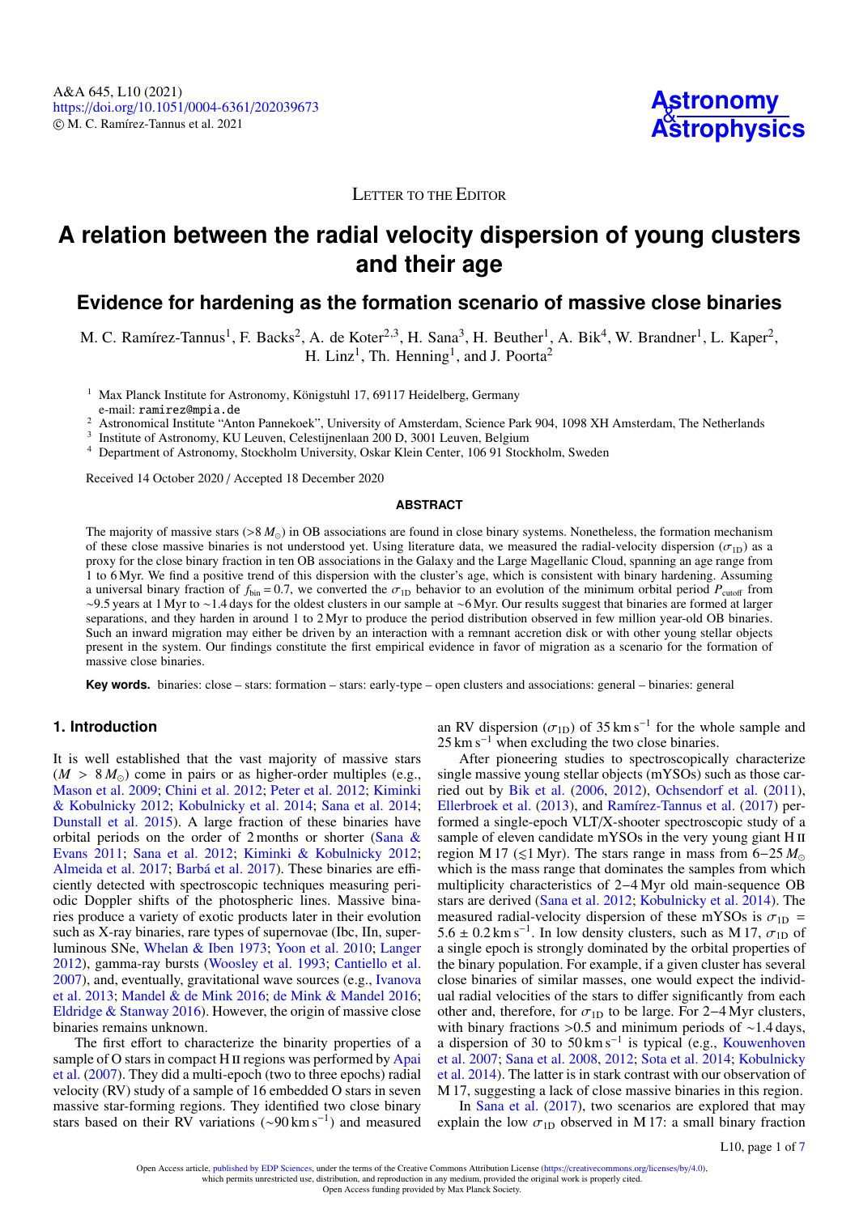A&A 645, L10 (2021)
https://doi.org/10.1051/0004-6361/202039673
© M. C. Ramírez-Tannus et al. 2021

Letter to the Editor

# A relation between the radial velocity dispersion of young clusters and their age

## Evidence for hardening as the formation scenario of massive close binaries

M. C. Ramírez-Tannus[1], F. Backs[2], A. de Koter[2,3], H. Sana[3], H. Beuther[1], A. Bik[4], W. Brandner[1], L. Kaper[2], H. Linz[1], Th. Henning[1], and J. Poorta[2]

[1] Max Planck Institute for Astronomy, Königstuhl 17, 69117 Heidelberg, Germany
e-mail: ramirez@mpia.de
[2] Astronomical Institute "Anton Pannekoek", University of Amsterdam, Science Park 904, 1098 XH Amsterdam, The Netherlands
[3] Institute of Astronomy, KU Leuven, Celestijnenlaan 200 D, 3001 Leuven, Belgium
[4] Department of Astronomy, Stockholm University, Oskar Klein Center, 106 91 Stockholm, Sweden

Received 14 October 2020 / Accepted 18 December 2020

### ABSTRACT

The majority of massive stars (>8 $M_\odot$) in OB associations are found in close binary systems. Nonetheless, the formation mechanism of these close massive binaries is not understood yet. Using literature data, we measured the radial-velocity dispersion ($\sigma_{1D}$) as a proxy for the close binary fraction in ten OB associations in the Galaxy and the Large Magellanic Cloud, spanning an age range from 1 to 6 Myr. We find a positive trend of this dispersion with the cluster's age, which is consistent with binary hardening. Assuming a universal binary fraction of $f_{bin} = 0.7$, we converted the $\sigma_{1D}$ behavior to an evolution of the minimum orbital period $P_{cutoff}$ from ~9.5 years at 1 Myr to ~1.4 days for the oldest clusters in our sample at ~6 Myr. Our results suggest that binaries are formed at larger separations, and they harden in around 1 to 2 Myr to produce the period distribution observed in few million year-old OB binaries. Such an inward migration may either be driven by an interaction with a remnant accretion disk or with other young stellar objects present in the system. Our findings constitute the first empirical evidence in favor of migration as a scenario for the formation of massive close binaries.

**Key words.** binaries: close – stars: formation – stars: early-type – open clusters and associations: general – binaries: general

## 1. Introduction

It is well established that the vast majority of massive stars ($M > 8\,M_\odot$) come in pairs or as higher-order multiples (e.g., Mason et al. 2009; Chini et al. 2012; Peter et al. 2012; Kiminki & Kobulnicky 2012; Kobulnicky et al. 2014; Sana et al. 2014; Dunstall et al. 2015). A large fraction of these binaries have orbital periods on the order of 2 months or shorter (Sana & Evans 2011; Sana et al. 2012; Kiminki & Kobulnicky 2012; Almeida et al. 2017; Barbá et al. 2017). These binaries are efficiently detected with spectroscopic techniques measuring periodic Doppler shifts of the photospheric lines. Massive binaries produce a variety of exotic products later in their evolution such as X-ray binaries, rare types of supernovae (Ibc, IIn, superluminous SNe, Whelan & Iben 1973; Yoon et al. 2010; Langer 2012), gamma-ray bursts (Woosley et al. 1993; Cantiello et al. 2007), and, eventually, gravitational wave sources (e.g., Ivanova et al. 2013; Mandel & de Mink 2016; de Mink & Mandel 2016; Eldridge & Stanway 2016). However, the origin of massive close binaries remains unknown.

The first effort to characterize the binarity properties of a sample of O stars in compact H II regions was performed by Apai et al. (2007). They did a multi-epoch (two to three epochs) radial velocity (RV) study of a sample of 16 embedded O stars in seven massive star-forming regions. They identified two close binary stars based on their RV variations (~90 km s$^{-1}$) and measured an RV dispersion ($\sigma_{1D}$) of 35 km s$^{-1}$ for the whole sample and 25 km s$^{-1}$ when excluding the two close binaries.

After pioneering studies to spectroscopically characterize single massive young stellar objects (mYSOs) such as those carried out by Bik et al. (2006, 2012), Ochsendorf et al. (2011), Ellerbroek et al. (2013), and Ramírez-Tannus et al. (2017) performed a single-epoch VLT/X-shooter spectroscopic study of a sample of eleven candidate mYSOs in the very young giant H II region M 17 ($\lesssim$1 Myr). The stars range in mass from 6–25 $M_\odot$ which is the mass range that dominates the samples from which multiplicity characteristics of 2−4 Myr old main-sequence OB stars are derived (Sana et al. 2012; Kobulnicky et al. 2014). The measured radial-velocity dispersion of these mYSOs is $\sigma_{1D}$ = 5.6 ± 0.2 km s$^{-1}$. In low density clusters, such as M 17, $\sigma_{1D}$ of a single epoch is strongly dominated by the orbital properties of the binary population. For example, if a given cluster has several close binaries of similar masses, one would expect the individual radial velocities of the stars to differ significantly from each other and, therefore, for $\sigma_{1D}$ to be large. For 2−4 Myr clusters, with binary fractions >0.5 and minimum periods of ~1.4 days, a dispersion of 30 to 50 km s$^{-1}$ is typical (e.g., Kouwenhoven et al. 2007; Sana et al. 2008, 2012; Sota et al. 2014; Kobulnicky et al. 2014). The latter is in stark contrast with our observation of M 17, suggesting a lack of close massive binaries in this region.

In Sana et al. (2017), two scenarios are explored that may explain the low $\sigma_{1D}$ observed in M 17: a small binary fraction

Open Access article, published by EDP Sciences, under the terms of the Creative Commons Attribution License (https://creativecommons.org/licenses/by/4.0), which permits unrestricted use, distribution, and reproduction in any medium, provided the original work is properly cited.
Open Access funding provided by Max Planck Society.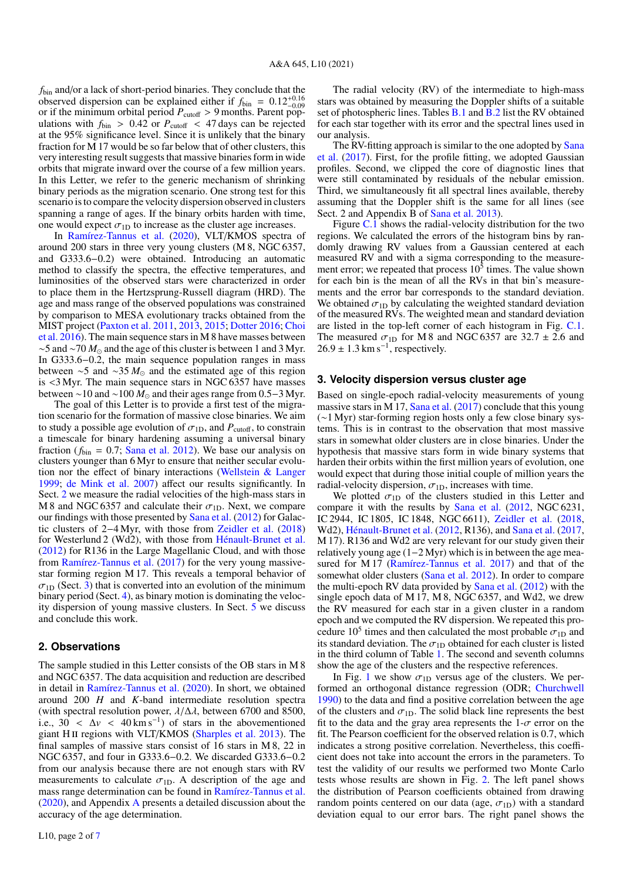$f_{\rm bin}$ and/or a lack of short-period binaries. They conclude that the observed dispersion can be explained either if $f_{\rm bin} = 0.12^{+0.16}_{-0.09}$ or if the minimum orbital period $P_{\rm cutoff} > 9$ months. Parent populations with $f_{\rm bin} > 0.42$ or $P_{\rm cutoff} < 47$ days can be rejected at the 95% significance level. Since it is unlikely that the binary fraction for M 17 would be so far below that of other clusters, this very interesting result suggests that massive binaries form in wide orbits that migrate inward over the course of a few million years. In this Letter, we refer to the generic mechanism of shrinking binary periods as the migration scenario. One strong test for this scenario is to compare the velocity dispersion observed in clusters spanning a range of ages. If the binary orbits harden with time, one would expect $\sigma_{\rm 1D}$ to increase as the cluster age increases.

In Ramírez-Tannus et al. (2020), VLT/KMOS spectra of around 200 stars in three very young clusters (M 8, NGC 6357, and G333.6−0.2) were obtained. Introducing an automatic method to classify the spectra, the effective temperatures, and luminosities of the observed stars were characterized in order to place them in the Hertzsprung-Russell diagram (HRD). The age and mass range of the observed populations was constrained by comparison to MESA evolutionary tracks obtained from the MIST project (Paxton et al. 2011, 2013, 2015; Dotter 2016; Choi et al. 2016). The main sequence stars in M 8 have masses between ∼5 and ∼70 $M_\odot$ and the age of this cluster is between 1 and 3 Myr. In G333.6−0.2, the main sequence population ranges in mass between ∼5 and ∼35 $M_\odot$ and the estimated age of this region is <3 Myr. The main sequence stars in NGC 6357 have masses between ∼10 and ∼100 $M_\odot$ and their ages range from 0.5−3 Myr.

The goal of this Letter is to provide a first test of the migration scenario for the formation of massive close binaries. We aim to study a possible age evolution of $\sigma_{\rm 1D}$, and $P_{\rm cutoff}$, to constrain a timescale for binary hardening assuming a universal binary fraction ($f_{\rm bin} = 0.7$; Sana et al. 2012). We base our analysis on clusters younger than 6 Myr to ensure that neither secular evolution nor the effect of binary interactions (Wellstein & Langer 1999; de Mink et al. 2007) affect our results significantly. In Sect. 2 we measure the radial velocities of the high-mass stars in M 8 and NGC 6357 and calculate their $\sigma_{\rm 1D}$. Next, we compare our findings with those presented by Sana et al. (2012) for Galactic clusters of 2−4 Myr, with those from Zeidler et al. (2018) for Westerlund 2 (Wd2), with those from Hénault-Brunet et al. (2012) for R136 in the Large Magellanic Cloud, and with those from Ramírez-Tannus et al. (2017) for the very young massive-star forming region M 17. This reveals a temporal behavior of $\sigma_{\rm 1D}$ (Sect. 3) that is converted into an evolution of the minimum binary period (Sect. 4), as binary motion is dominating the velocity dispersion of young massive clusters. In Sect. 5 we discuss and conclude this work.

## 2. Observations

The sample studied in this Letter consists of the OB stars in M 8 and NGC 6357. The data acquisition and reduction are described in detail in Ramírez-Tannus et al. (2020). In short, we obtained around 200 *H* and *K*-band intermediate resolution spectra (with spectral resolution power, $\lambda/\Delta\lambda$, between 6700 and 8500, i.e., $30 < \Delta v < 40\,{\rm km\,s^{-1}}$) of stars in the abovementioned giant H II regions with VLT/KMOS (Sharples et al. 2013). The final samples of massive stars consist of 16 stars in M 8, 22 in NGC 6357, and four in G333.6−0.2. We discarded G333.6−0.2 from our analysis because there are not enough stars with RV measurements to calculate $\sigma_{\rm 1D}$. A description of the age and mass range determination can be found in Ramírez-Tannus et al. (2020), and Appendix A presents a detailed discussion about the accuracy of the age determination.

The radial velocity (RV) of the intermediate to high-mass stars was obtained by measuring the Doppler shifts of a suitable set of photospheric lines. Tables B.1 and B.2 list the RV obtained for each star together with its error and the spectral lines used in our analysis.

The RV-fitting approach is similar to the one adopted by Sana et al. (2017). First, for the profile fitting, we adopted Gaussian profiles. Second, we clipped the core of diagnostic lines that were still contaminated by residuals of the nebular emission. Third, we simultaneously fit all spectral lines available, thereby assuming that the Doppler shift is the same for all lines (see Sect. 2 and Appendix B of Sana et al. 2013).

Figure C.1 shows the radial-velocity distribution for the two regions. We calculated the errors of the histogram bins by randomly drawing RV values from a Gaussian centered at each measured RV and with a sigma corresponding to the measurement error; we repeated that process $10^5$ times. The value shown for each bin is the mean of all the RVs in that bin's measurements and the error bar corresponds to the standard deviation. We obtained $\sigma_{\rm 1D}$ by calculating the weighted standard deviation of the measured RVs. The weighted mean and standard deviation are listed in the top-left corner of each histogram in Fig. C.1. The measured $\sigma_{\rm 1D}$ for M 8 and NGC 6357 are 32.7 ± 2.6 and 26.9 ± 1.3 ${\rm km\,s^{-1}}$, respectively.

## 3. Velocity dispersion versus cluster age

Based on single-epoch radial-velocity measurements of young massive stars in M 17, Sana et al. (2017) conclude that this young (∼1 Myr) star-forming region hosts only a few close binary systems. This is in contrast to the observation that most massive stars in somewhat older clusters are in close binaries. Under the hypothesis that massive stars form in wide binary systems that harden their orbits within the first million years of evolution, one would expect that during those initial couple of million years the radial-velocity dispersion, $\sigma_{\rm 1D}$, increases with time.

We plotted $\sigma_{\rm 1D}$ of the clusters studied in this Letter and compare it with the results by Sana et al. (2012, NGC 6231, IC 2944, IC 1805, IC 1848, NGC 6611), Zeidler et al. (2018, Wd2), Hénault-Brunet et al. (2012, R136), and Sana et al. (2017, M 17). R136 and Wd2 are very relevant for our study given their relatively young age (1−2 Myr) which is in between the age measured for M 17 (Ramírez-Tannus et al. 2017) and that of the somewhat older clusters (Sana et al. 2012). In order to compare the multi-epoch RV data provided by Sana et al. (2012) with the single epoch data of M 17, M 8, NGC 6357, and Wd2, we drew the RV measured for each star in a given cluster in a random epoch and we computed the RV dispersion. We repeated this procedure $10^5$ times and then calculated the most probable $\sigma_{\rm 1D}$ and its standard deviation. The $\sigma_{\rm 1D}$ obtained for each cluster is listed in the third column of Table 1. The second and seventh columns show the age of the clusters and the respective references.

In Fig. 1 we show $\sigma_{\rm 1D}$ versus age of the clusters. We performed an orthogonal distance regression (ODR; Churchwell 1990) to the data and find a positive correlation between the age of the clusters and $\sigma_{\rm 1D}$. The solid black line represents the best fit to the data and the gray area represents the 1-$\sigma$ error on the fit. The Pearson coefficient for the observed relation is 0.7, which indicates a strong positive correlation. Nevertheless, this coefficient does not take into account the errors in the parameters. To test the validity of our results we performed two Monte Carlo tests whose results are shown in Fig. 2. The left panel shows the distribution of Pearson coefficients obtained from drawing random points centered on our data (age, $\sigma_{\rm 1D}$) with a standard deviation equal to our error bars. The right panel shows the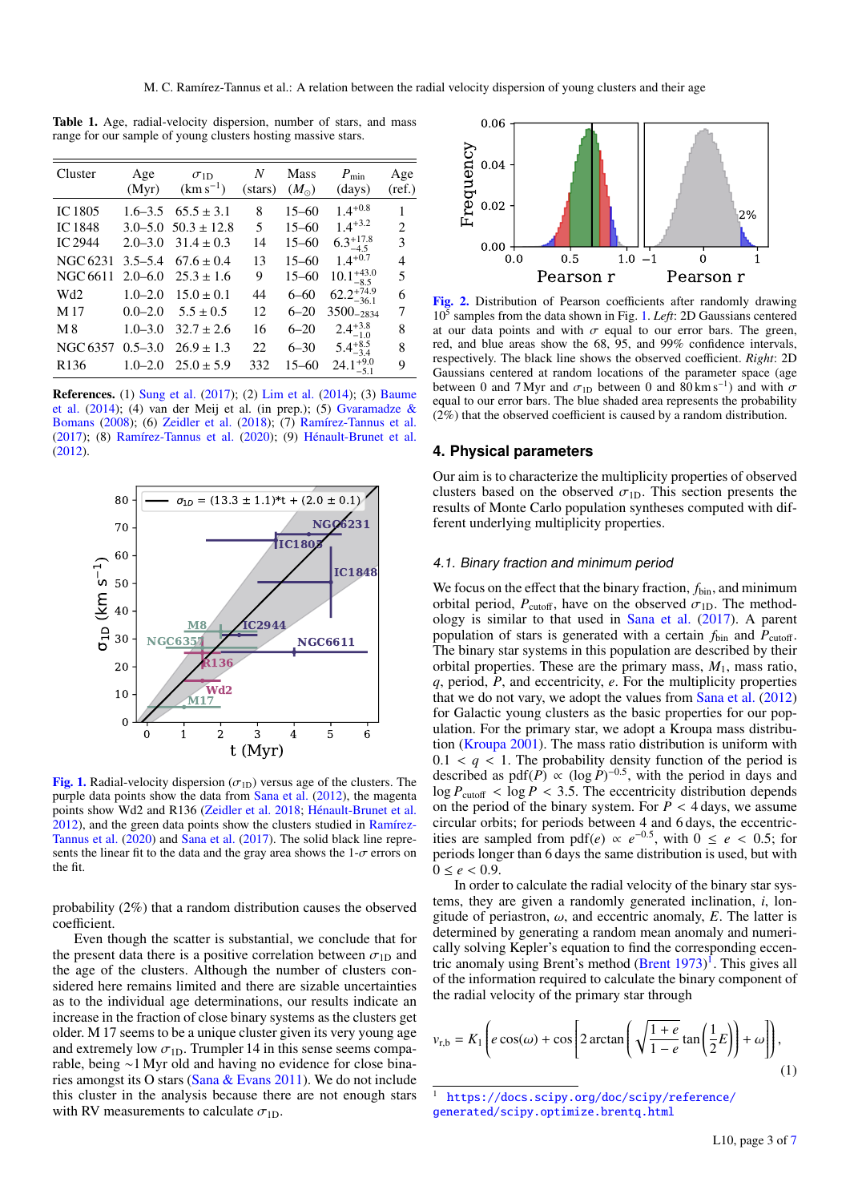**Table 1.** Age, radial-velocity dispersion, number of stars, and mass range for our sample of young clusters hosting massive stars.

| Cluster | Age (Myr) | $\sigma_{1D}$ (km s$^{-1}$) | $N$ (stars) | Mass ($M_\odot$) | $P_{\min}$ (days) | Age (ref.) |
|---|---|---|---|---|---|---|
| IC 1805 | 1.6–3.5 | 65.5 ± 3.1 | 8 | 15–60 | $1.4^{+0.8}$ | 1 |
| IC 1848 | 3.0–5.0 | 50.3 ± 12.8 | 5 | 15–60 | $1.4^{+3.2}$ | 2 |
| IC 2944 | 2.0–3.0 | 31.4 ± 0.3 | 14 | 15–60 | $6.3^{+17.8}_{-4.5}$ | 3 |
| NGC 6231 | 3.5–5.4 | 67.6 ± 0.4 | 13 | 15–60 | $1.4^{+0.7}$ | 4 |
| NGC 6611 | 2.0–6.0 | 25.3 ± 1.6 | 9 | 15–60 | $10.1^{+43.0}_{-8.5}$ | 5 |
| Wd2 | 1.0–2.0 | 15.0 ± 0.1 | 44 | 6–60 | $62.2^{+74.9}_{-36.1}$ | 6 |
| M 17 | 0.0–2.0 | 5.5 ± 0.5 | 12 | 6–20 | $3500_{-2834}$ | 7 |
| M 8 | 1.0–3.0 | 32.7 ± 2.6 | 16 | 6–20 | $2.4^{+3.8}_{-1.0}$ | 8 |
| NGC 6357 | 0.5–3.0 | 26.9 ± 1.3 | 22 | 6–30 | $5.4^{+8.5}_{-3.4}$ | 8 |
| R136 | 1.0–2.0 | 25.0 ± 5.9 | 332 | 15–60 | $24.1^{+9.0}_{-5.1}$ | 9 |

**References.** (1) Sung et al. (2017); (2) Lim et al. (2014); (3) Baume et al. (2014); (4) van der Meij et al. (in prep.); (5) Gvaramadze & Bomans (2008); (6) Zeidler et al. (2018); (7) Ramírez-Tannus et al. (2017); (8) Ramírez-Tannus et al. (2020); (9) Hénault-Brunet et al. (2012).

**Fig. 1.** Radial-velocity dispersion ($\sigma_{1D}$) versus age of the clusters. The purple data points show the data from Sana et al. (2012), the magenta points show Wd2 and R136 (Zeidler et al. 2018; Hénault-Brunet et al. 2012), and the green data points show the clusters studied in Ramírez-Tannus et al. (2020) and Sana et al. (2017). The solid black line represents the linear fit to the data and the gray area shows the 1-$\sigma$ errors on the fit.

**Fig. 2.** Distribution of Pearson coefficients after randomly drawing $10^5$ samples from the data shown in Fig. 1. *Left*: 2D Gaussians centered at our data points and with $\sigma$ equal to our error bars. The green, red, and blue areas show the 68, 95, and 99% confidence intervals, respectively. The black line shows the observed coefficient. *Right*: 2D Gaussians centered at random locations of the parameter space (age between 0 and 7 Myr and $\sigma_{1D}$ between 0 and 80 km s$^{-1}$) and with $\sigma$ equal to our error bars. The blue shaded area represents the probability (2%) that the observed coefficient is caused by a random distribution.

probability (2%) that a random distribution causes the observed coefficient.

Even though the scatter is substantial, we conclude that for the present data there is a positive correlation between $\sigma_{1D}$ and the age of the clusters. Although the number of clusters considered here remains limited and there are sizable uncertainties as to the individual age determinations, our results indicate an increase in the fraction of close binary systems as the clusters get older. M 17 seems to be a unique cluster given its very young age and extremely low $\sigma_{1D}$. Trumpler 14 in this sense seems comparable, being ∼1 Myr old and having no evidence for close binaries amongst its O stars (Sana & Evans 2011). We do not include this cluster in the analysis because there are not enough stars with RV measurements to calculate $\sigma_{1D}$.

## 4. Physical parameters

Our aim is to characterize the multiplicity properties of observed clusters based on the observed $\sigma_{1D}$. This section presents the results of Monte Carlo population syntheses computed with different underlying multiplicity properties.

### 4.1. Binary fraction and minimum period

We focus on the effect that the binary fraction, $f_{\rm bin}$, and minimum orbital period, $P_{\rm cutoff}$, have on the observed $\sigma_{1D}$. The methodology is similar to that used in Sana et al. (2017). A parent population of stars is generated with a certain $f_{\rm bin}$ and $P_{\rm cutoff}$. The binary star systems in this population are described by their orbital properties. These are the primary mass, $M_1$, mass ratio, $q$, period, $P$, and eccentricity, $e$. For the multiplicity properties that we do not vary, we adopt the values from Sana et al. (2012) for Galactic young clusters as the basic properties for our population. For the primary star, we adopt a Kroupa mass distribution (Kroupa 2001). The mass ratio distribution is uniform with $0.1 < q < 1$. The probability density function of the period is described as $\mathrm{pdf}(P) \propto (\log P)^{-0.5}$, with the period in days and $\log P_{\rm cutoff} < \log P < 3.5$. The eccentricity distribution depends on the period of the binary system. For $P < 4$ days, we assume circular orbits; for periods between 4 and 6 days, the eccentricities are sampled from $\mathrm{pdf}(e) \propto e^{-0.5}$, with $0 \le e < 0.5$; for periods longer than 6 days the same distribution is used, but with $0 \le e < 0.9$.

In order to calculate the radial velocity of the binary star systems, they are given a randomly generated inclination, $i$, longitude of periastron, $\omega$, and eccentric anomaly, $E$. The latter is determined by generating a random mean anomaly and numerically solving Kepler's equation to find the corresponding eccentric anomaly using Brent's method (Brent 1973)[1]. This gives all of the information required to calculate the binary component of the radial velocity of the primary star through

$$v_{\rm r,b} = K_1 \left( e\cos(\omega) + \cos\left[ 2\arctan\left( \sqrt{\frac{1+e}{1-e}} \tan\left(\frac{1}{2}E\right) \right) + \omega \right] \right), \tag{1}$$

[1] https://docs.scipy.org/doc/scipy/reference/generated/scipy.optimize.brentq.html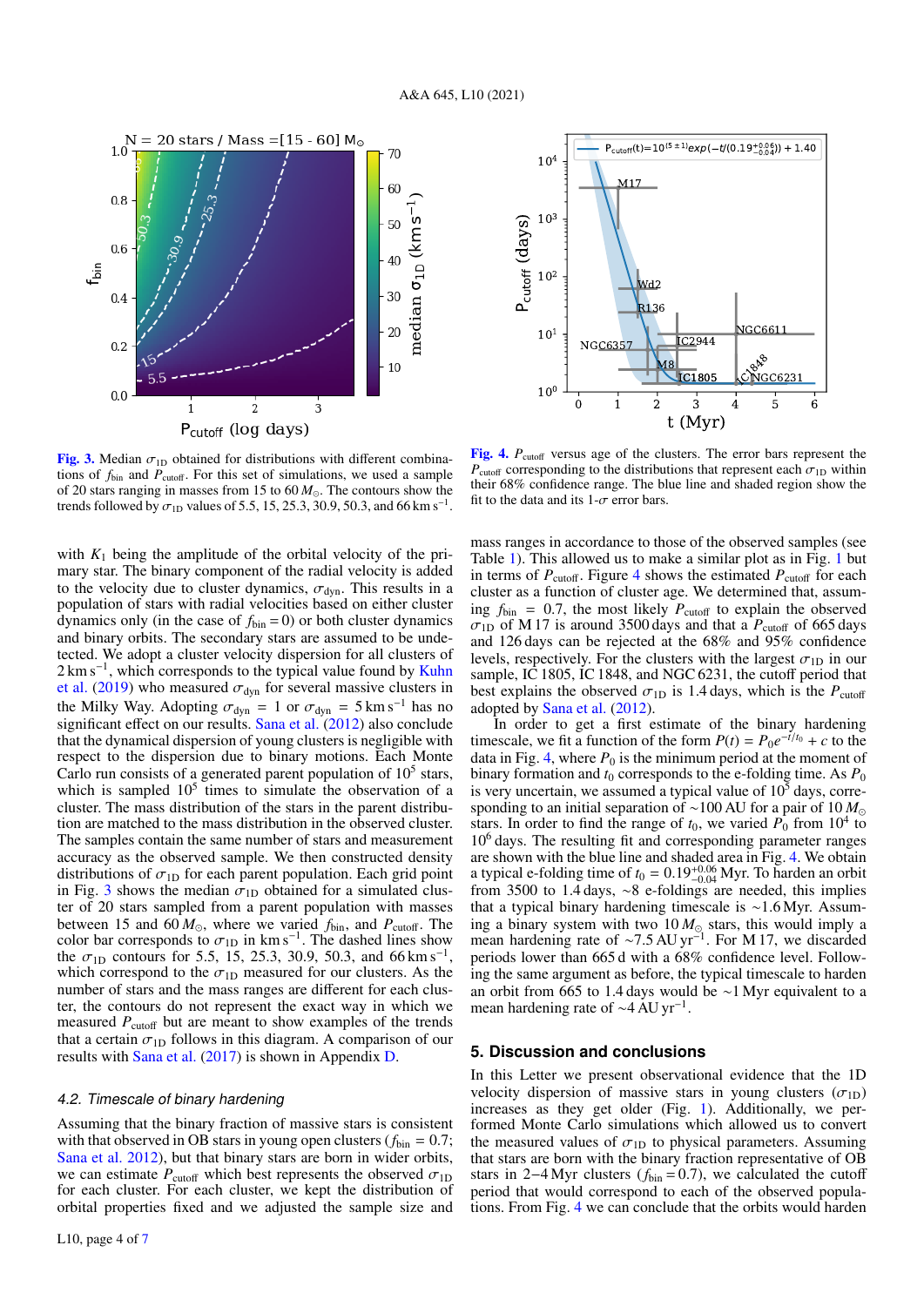Fig. 3. Median $\sigma_{1D}$ obtained for distributions with different combinations of $f_{bin}$ and $P_{cutoff}$. For this set of simulations, we used a sample of 20 stars ranging in masses from 15 to 60 $M_{\odot}$. The contours show the trends followed by $\sigma_{1D}$ values of 5.5, 15, 25.3, 30.9, 50.3, and 66 km s$^{-1}$.

Fig. 4. $P_{cutoff}$ versus age of the clusters. The error bars represent the $P_{cutoff}$ corresponding to the distributions that represent each $\sigma_{1D}$ within their 68% confidence range. The blue line and shaded region show the fit to the data and its 1-$\sigma$ error bars.

with $K_1$ being the amplitude of the orbital velocity of the primary star. The binary component of the radial velocity is added to the velocity due to cluster dynamics, $\sigma_{dyn}$. This results in a population of stars with radial velocities based on either cluster dynamics only (in the case of $f_{bin} = 0$) or both cluster dynamics and binary orbits. The secondary stars are assumed to be undetected. We adopt a cluster velocity dispersion for all clusters of 2 km s$^{-1}$, which corresponds to the typical value found by Kuhn et al. (2019) who measured $\sigma_{dyn}$ for several massive clusters in the Milky Way. Adopting $\sigma_{dyn}$ = 1 or $\sigma_{dyn}$ = 5 km s$^{-1}$ has no significant effect on our results. Sana et al. (2012) also conclude that the dynamical dispersion of young clusters is negligible with respect to the dispersion due to binary motions. Each Monte Carlo run consists of a generated parent population of $10^5$ stars, which is sampled $10^5$ times to simulate the observation of a cluster. The mass distribution of the stars in the parent distribution are matched to the mass distribution in the observed cluster. The samples contain the same number of stars and measurement accuracy as the observed sample. We then constructed density distributions of $\sigma_{1D}$ for each parent population. Each grid point in Fig. 3 shows the median $\sigma_{1D}$ obtained for a simulated cluster of 20 stars sampled from a parent population with masses between 15 and 60 $M_{\odot}$, where we varied $f_{bin}$, and $P_{cutoff}$. The color bar corresponds to $\sigma_{1D}$ in km s$^{-1}$. The dashed lines show the $\sigma_{1D}$ contours for 5.5, 15, 25.3, 30.9, 50.3, and 66 km s$^{-1}$, which correspond to the $\sigma_{1D}$ measured for our clusters. As the number of stars and the mass ranges are different for each cluster, the contours do not represent the exact way in which we measured $P_{cutoff}$ but are meant to show examples of the trends that a certain $\sigma_{1D}$ follows in this diagram. A comparison of our results with Sana et al. (2017) is shown in Appendix D.

### 4.2. Timescale of binary hardening

Assuming that the binary fraction of massive stars is consistent with that observed in OB stars in young open clusters ($f_{bin}$ = 0.7; Sana et al. 2012), but that binary stars are born in wider orbits, we can estimate $P_{cutoff}$ which best represents the observed $\sigma_{1D}$ for each cluster. For each cluster, we kept the distribution of orbital properties fixed and we adjusted the sample size and mass ranges in accordance to those of the observed samples (see Table 1). This allowed us to make a similar plot as in Fig. 1 but in terms of $P_{cutoff}$. Figure 4 shows the estimated $P_{cutoff}$ for each cluster as a function of cluster age. We determined that, assuming $f_{bin}$ = 0.7, the most likely $P_{cutoff}$ to explain the observed $\sigma_{1D}$ of M 17 is around 3500 days and that a $P_{cutoff}$ of 665 days and 126 days can be rejected at the 68% and 95% confidence levels, respectively. For the clusters with the largest $\sigma_{1D}$ in our sample, IC 1805, IC 1848, and NGC 6231, the cutoff period that best explains the observed $\sigma_{1D}$ is 1.4 days, which is the $P_{cutoff}$ adopted by Sana et al. (2012).

In order to get a first estimate of the binary hardening timescale, we fit a function of the form $P(t) = P_0 e^{-t/t_0} + c$ to the data in Fig. 4, where $P_0$ is the minimum period at the moment of binary formation and $t_0$ corresponds to the e-folding time. As $P_0$ is very uncertain, we assumed a typical value of $10^5$ days, corresponding to an initial separation of ~100 AU for a pair of 10 $M_{\odot}$ stars. In order to find the range of $t_0$, we varied $P_0$ from $10^4$ to $10^6$ days. The resulting fit and corresponding parameter ranges are shown with the blue line and shaded area in Fig. 4. We obtain a typical e-folding time of $t_0 = 0.19^{+0.06}_{-0.04}$ Myr. To harden an orbit from 3500 to 1.4 days, ~8 e-foldings are needed, this implies that a typical binary hardening timescale is ~1.6 Myr. Assuming a binary system with two 10 $M_{\odot}$ stars, this would imply a mean hardening rate of ~7.5 AU yr$^{-1}$. For M 17, we discarded periods lower than 665 d with a 68% confidence level. Following the same argument as before, the typical timescale to harden an orbit from 665 to 1.4 days would be ~1 Myr equivalent to a mean hardening rate of ~4 AU yr$^{-1}$.

## 5. Discussion and conclusions

In this Letter we present observational evidence that the 1D velocity dispersion of massive stars in young clusters ($\sigma_{1D}$) increases as they get older (Fig. 1). Additionally, we performed Monte Carlo simulations which allowed us to convert the measured values of $\sigma_{1D}$ to physical parameters. Assuming that stars are born with the binary fraction representative of OB stars in 2–4 Myr clusters ($f_{bin}$ = 0.7), we calculated the cutoff period that would correspond to each of the observed populations. From Fig. 4 we can conclude that the orbits would harden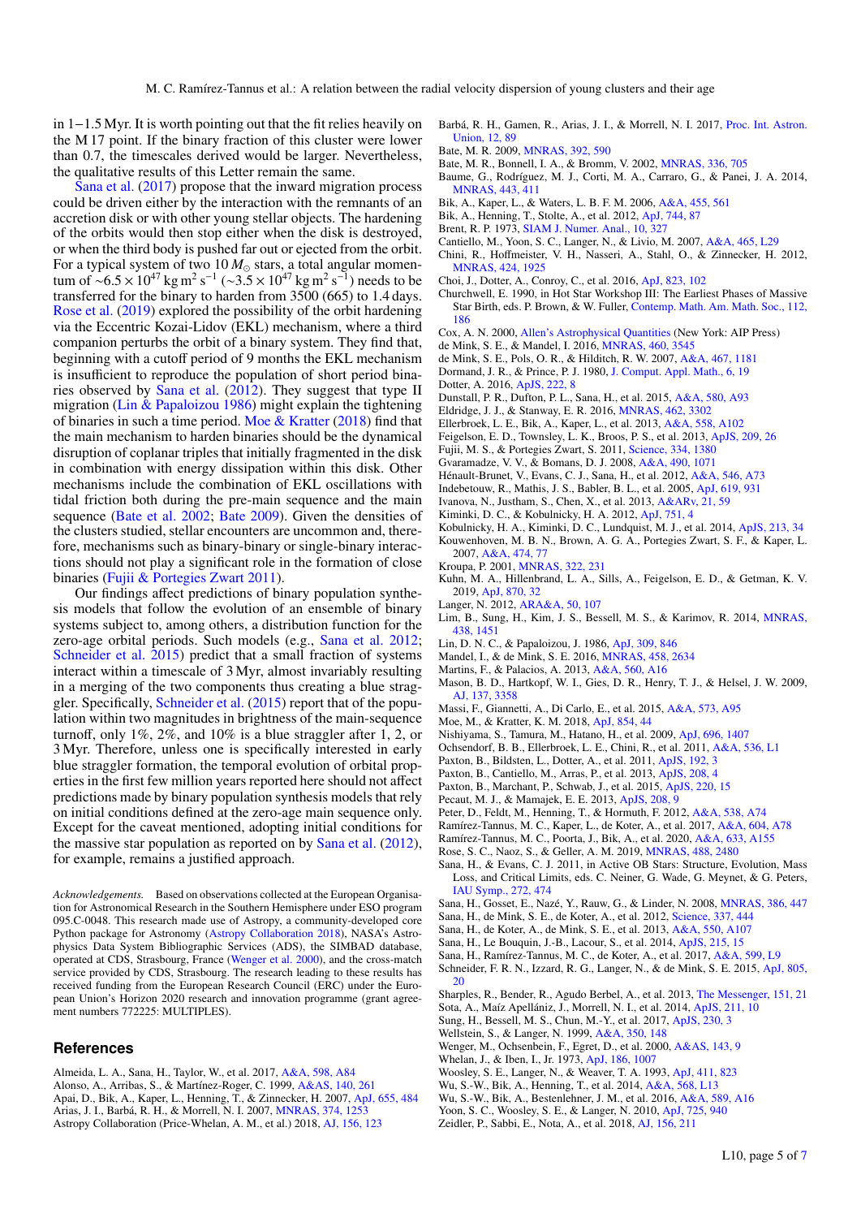in 1−1.5 Myr. It is worth pointing out that the fit relies heavily on the M 17 point. If the binary fraction of this cluster were lower than 0.7, the timescales derived would be larger. Nevertheless, the qualitative results of this Letter remain the same.

Sana et al. (2017) propose that the inward migration process could be driven either by the interaction with the remnants of an accretion disk or with other young stellar objects. The hardening of the orbits would then stop either when the disk is destroyed, or when the third body is pushed far out or ejected from the orbit. For a typical system of two 10 $M_{\odot}$ stars, a total angular momentum of $\sim 6.5 \times 10^{47}$ kg m$^2$ s$^{-1}$ ($\sim 3.5 \times 10^{47}$ kg m$^2$ s$^{-1}$) needs to be transferred for the binary to harden from 3500 (665) to 1.4 days. Rose et al. (2019) explored the possibility of the orbit hardening via the Eccentric Kozai-Lidov (EKL) mechanism, where a third companion perturbs the orbit of a binary system. They find that, beginning with a cutoff period of 9 months the EKL mechanism is insufficient to reproduce the population of short period binaries observed by Sana et al. (2012). They suggest that type II migration (Lin & Papaloizou 1986) might explain the tightening of binaries in such a time period. Moe & Kratter (2018) find that the main mechanism to harden binaries should be the dynamical disruption of coplanar triples that initially fragmented in the disk in combination with energy dissipation within this disk. Other mechanisms include the combination of EKL oscillations with tidal friction both during the pre-main sequence and the main sequence (Bate et al. 2002; Bate 2009). Given the densities of the clusters studied, stellar encounters are uncommon and, therefore, mechanisms such as binary-binary or single-binary interactions should not play a significant role in the formation of close binaries (Fujii & Portegies Zwart 2011).

Our findings affect predictions of binary population synthesis models that follow the evolution of an ensemble of binary systems subject to, among others, a distribution function for the zero-age orbital periods. Such models (e.g., Sana et al. 2012; Schneider et al. 2015) predict that a small fraction of systems interact within a timescale of 3 Myr, almost invariably resulting in a merging of the two components thus creating a blue straggler. Specifically, Schneider et al. (2015) report that of the population within two magnitudes in brightness of the main-sequence turnoff, only 1%, 2%, and 10% is a blue straggler after 1, 2, or 3 Myr. Therefore, unless one is specifically interested in early blue straggler formation, the temporal evolution of orbital properties in the first few million years reported here should not affect predictions made by binary population synthesis models that rely on initial conditions defined at the zero-age main sequence only. Except for the caveat mentioned, adopting initial conditions for the massive star population as reported on by Sana et al. (2012), for example, remains a justified approach.

*Acknowledgements.* Based on observations collected at the European Organisation for Astronomical Research in the Southern Hemisphere under ESO program 095.C-0048. This research made use of Astropy, a community-developed core Python package for Astronomy (Astropy Collaboration 2018), NASA's Astrophysics Data System Bibliographic Services (ADS), the SIMBAD database, operated at CDS, Strasbourg, France (Wenger et al. 2000), and the cross-match service provided by CDS, Strasbourg. The research leading to these results has received funding from the European Research Council (ERC) under the European Union's Horizon 2020 research and innovation programme (grant agreement numbers 772225: MULTIPLES).

## References

Almeida, L. A., Sana, H., Taylor, W., et al. 2017, A&A, 598, A84
Alonso, A., Arribas, S., & Martínez-Roger, C. 1999, A&AS, 140, 261
Apai, D., Bik, A., Kaper, L., Henning, T., & Zinnecker, H. 2007, ApJ, 655, 484
Arias, J. I., Barbá, R. H., & Morrell, N. I. 2007, MNRAS, 374, 1253
Astropy Collaboration (Price-Whelan, A. M., et al.) 2018, AJ, 156, 123
Barbá, R. H., Gamen, R., Arias, J. I., & Morrell, N. I. 2017, Proc. Int. Astron. Union, 12, 89
Bate, M. R. 2009, MNRAS, 392, 590
Bate, M. R., Bonnell, I. A., & Bromm, V. 2002, MNRAS, 336, 705
Baume, G., Rodríguez, M. J., Corti, M. A., Carraro, G., & Panei, J. A. 2014, MNRAS, 443, 411
Bik, A., Kaper, L., & Waters, L. B. F. M. 2006, A&A, 455, 561
Bik, A., Henning, T., Stolte, A., et al. 2012, ApJ, 744, 87
Brent, R. P. 1973, SIAM J. Numer. Anal., 10, 327
Cantiello, M., Yoon, S. C., Langer, N., & Livio, M. 2007, A&A, 465, L29
Chini, R., Hoffmeister, V. H., Nasseri, A., Stahl, O., & Zinnecker, H. 2012, MNRAS, 424, 1925
Choi, J., Dotter, A., Conroy, C., et al. 2016, ApJ, 823, 102
Churchwell, E. 1990, in Hot Star Workshop III: The Earliest Phases of Massive Star Birth, eds. P. Brown, & W. Fuller, Contemp. Math. Am. Math. Soc., 112, 186
Cox, A. N. 2000, Allen's Astrophysical Quantities (New York: AIP Press)
de Mink, S. E., & Mandel, I. 2016, MNRAS, 460, 3545
de Mink, S. E., Pols, O. R., & Hilditch, R. W. 2007, A&A, 467, 1181
Dormand, J. R., & Prince, P. J. 1980, J. Comput. Appl. Math., 6, 19
Dotter, A. 2016, ApJS, 222, 8
Dunstall, P. R., Dufton, P. L., Sana, H., et al. 2015, A&A, 580, A93
Eldridge, J. J., & Stanway, E. R. 2016, MNRAS, 462, 3302
Ellerbroek, L. E., Bik, A., Kaper, L., et al. 2013, A&A, 558, A102
Feigelson, E. D., Townsley, L. K., Broos, P. S., et al. 2013, ApJS, 209, 26
Fujii, M. S., & Portegies Zwart, S. 2011, Science, 334, 1380
Gvaramadze, V. V., & Bomans, D. J. 2008, A&A, 490, 1071
Hénault-Brunet, V., Evans, C. J., Sana, H., et al. 2012, A&A, 546, A73
Indebetouw, R., Mathis, J. S., Babler, B. L., et al. 2005, ApJ, 619, 931
Ivanova, N., Justham, S., Chen, X., et al. 2013, A&ARv, 21, 59
Kiminki, D. C., & Kobulnicky, H. A. 2012, ApJ, 751, 4
Kobulnicky, H. A., Kiminki, D. C., Lundquist, M. J., et al. 2014, ApJS, 213, 34
Kouwenhoven, M. B. N., Brown, A. G. A., Portegies Zwart, S. F., & Kaper, L. 2007, A&A, 474, 77
Kroupa, P. 2001, MNRAS, 322, 231
Kuhn, M. A., Hillenbrand, L. A., Sills, A., Feigelson, E. D., & Getman, K. V. 2019, ApJ, 870, 32
Langer, N. 2012, ARA&A, 50, 107
Lim, B., Sung, H., Kim, J. S., Bessell, M. S., & Karimov, R. 2014, MNRAS, 438, 1451
Lin, D. N. C., & Papaloizou, J. 1986, ApJ, 309, 846
Mandel, I., & de Mink, S. E. 2016, MNRAS, 458, 2634
Martins, F., & Palacios, A. 2013, A&A, 560, A16
Mason, B. D., Hartkopf, W. I., Gies, D. R., Henry, T. J., & Helsel, J. W. 2009, AJ, 137, 3358
Massi, F., Giannetti, A., Di Carlo, E., et al. 2015, A&A, 573, A95
Moe, M., & Kratter, K. M. 2018, ApJ, 854, 44
Nishiyama, S., Tamura, M., Hatano, H., et al. 2009, ApJ, 696, 1407
Ochsendorf, B. B., Ellerbroek, L. E., Chini, R., et al. 2011, A&A, 536, L1
Paxton, B., Bildsten, L., Dotter, A., et al. 2011, ApJS, 192, 3
Paxton, B., Cantiello, M., Arras, P., et al. 2013, ApJS, 208, 4
Paxton, B., Marchant, P., Schwab, J., et al. 2015, ApJS, 220, 15
Pecaut, M. J., & Mamajek, E. E. 2013, ApJS, 208, 9
Peter, D., Feldt, M., Henning, T., & Hormuth, F. 2012, A&A, 538, A74
Ramírez-Tannus, M. C., Kaper, L., de Koter, A., et al. 2017, A&A, 604, A78
Ramírez-Tannus, M. C., Poorta, J., Bik, A., et al. 2020, A&A, 633, A155
Rose, S. C., Naoz, S., & Geller, A. M. 2019, MNRAS, 488, 2480
Sana, H., & Evans, C. J. 2011, in Active OB Stars: Structure, Evolution, Mass Loss, and Critical Limits, eds. C. Neiner, G. Wade, G. Meynet, & G. Peters, IAU Symp., 272, 474
Sana, H., Gosset, E., Nazé, Y., Rauw, G., & Linder, N. 2008, MNRAS, 386, 447
Sana, H., de Mink, S. E., de Koter, A., et al. 2012, Science, 337, 444
Sana, H., de Koter, A., de Mink, S. E., et al. 2013, A&A, 550, A107
Sana, H., Le Bouquin, J.-B., Lacour, S., et al. 2014, ApJS, 215, 15
Sana, H., Ramírez-Tannus, M. C., de Koter, A., et al. 2017, A&A, 599, L9
Schneider, F. R. N., Izzard, R. G., Langer, N., & de Mink, S. E. 2015, ApJ, 805, 20
Sharples, R., Bender, R., Agudo Berbel, A., et al. 2013, The Messenger, 151, 21
Sota, A., Maíz Apellániz, J., Morrell, N. I., et al. 2014, ApJS, 211, 10
Sung, H., Bessell, M. S., Chun, M.-Y., et al. 2017, ApJS, 230, 3
Wellstein, S., & Langer, N. 1999, A&A, 350, 148
Wenger, M., Ochsenbein, F., Egret, D., et al. 2000, A&AS, 143, 9
Whelan, J., & Iben, I., Jr. 1973, ApJ, 186, 1007
Woosley, S. E., Langer, N., & Weaver, T. A. 1993, ApJ, 411, 823
Wu, S.-W., Bik, A., Henning, T., et al. 2014, A&A, 568, L13
Wu, S.-W., Bik, A., Bestenlehner, J. M., et al. 2016, A&A, 589, A16
Yoon, S. C., Woosley, S. E., & Langer, N. 2010, ApJ, 725, 940
Zeidler, P., Sabbi, E., Nota, A., et al. 2018, AJ, 156, 211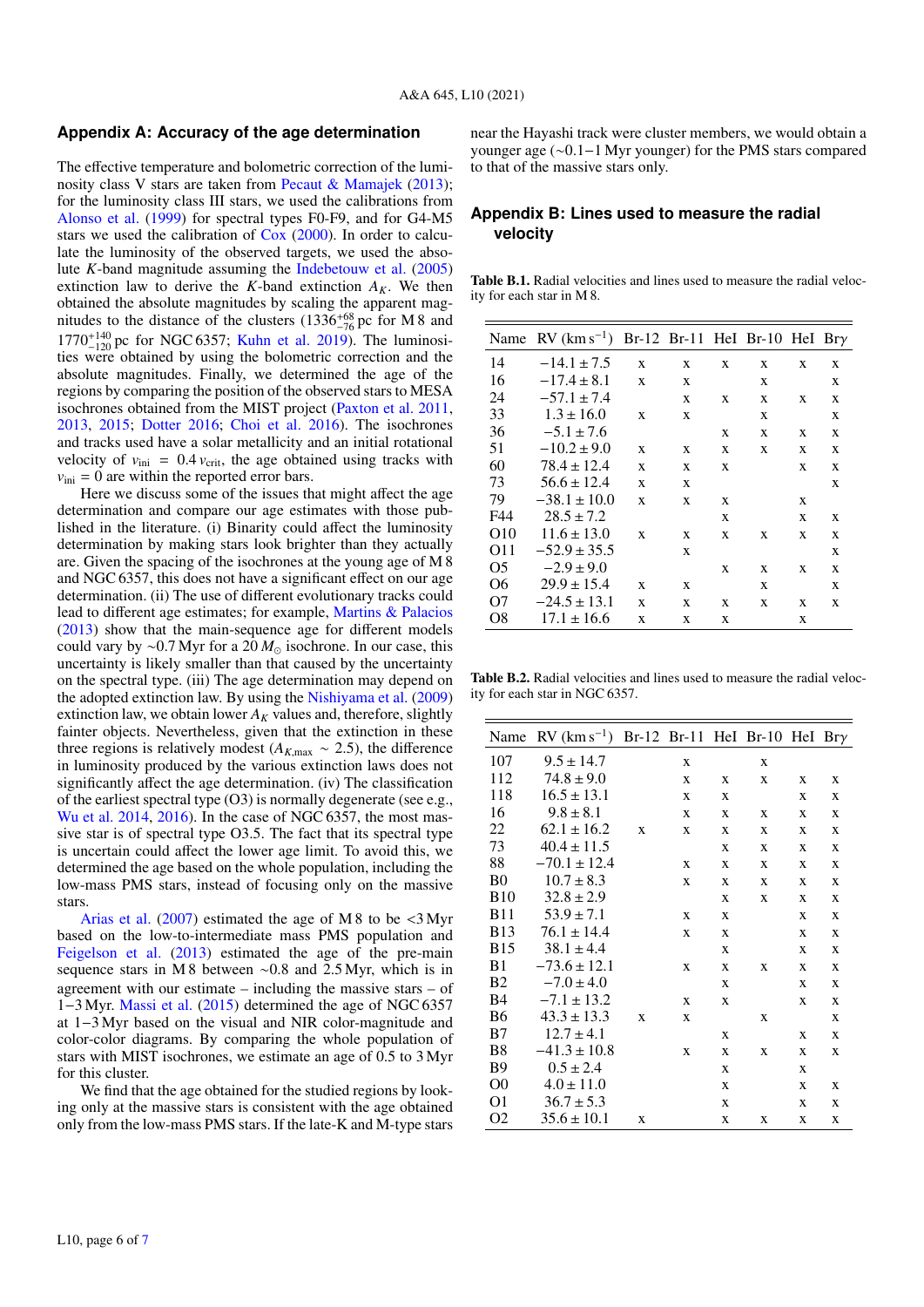## Appendix A: Accuracy of the age determination

The effective temperature and bolometric correction of the luminosity class V stars are taken from Pecaut & Mamajek (2013); for the luminosity class III stars, we used the calibrations from Alonso et al. (1999) for spectral types F0-F9, and for G4-M5 stars we used the calibration of Cox (2000). In order to calculate the luminosity of the observed targets, we used the absolute $K$-band magnitude assuming the Indebetouw et al. (2005) extinction law to derive the $K$-band extinction $A_K$. We then obtained the absolute magnitudes by scaling the apparent magnitudes to the distance of the clusters ($1336^{+68}_{-76}$ pc for M 8 and $1770^{+140}_{-120}$ pc for NGC 6357; Kuhn et al. 2019). The luminosities were obtained by using the bolometric correction and the absolute magnitudes. Finally, we determined the age of the regions by comparing the position of the observed stars to MESA isochrones obtained from the MIST project (Paxton et al. 2011, 2013, 2015; Dotter 2016; Choi et al. 2016). The isochrones and tracks used have a solar metallicity and an initial rotational velocity of $v_{\rm ini} = 0.4\, v_{\rm crit}$, the age obtained using tracks with $v_{\rm ini} = 0$ are within the reported error bars.

Here we discuss some of the issues that might affect the age determination and compare our age estimates with those published in the literature. (i) Binarity could affect the luminosity determination by making stars look brighter than they actually are. Given the spacing of the isochrones at the young age of M 8 and NGC 6357, this does not have a significant effect on our age determination. (ii) The use of different evolutionary tracks could lead to different age estimates; for example, Martins & Palacios (2013) show that the main-sequence age for different models could vary by ∼0.7 Myr for a 20 $M_\odot$ isochrone. In our case, this uncertainty is likely smaller than that caused by the uncertainty on the spectral type. (iii) The age determination may depend on the adopted extinction law. By using the Nishiyama et al. (2009) extinction law, we obtain lower $A_K$ values and, therefore, slightly fainter objects. Nevertheless, given that the extinction in these three regions is relatively modest ($A_{K,\rm max}$ ∼ 2.5), the difference in luminosity produced by the various extinction laws does not significantly affect the age determination. (iv) The classification of the earliest spectral type (O3) is normally degenerate (see e.g., Wu et al. 2014, 2016). In the case of NGC 6357, the most massive star is of spectral type O3.5. The fact that its spectral type is uncertain could affect the lower age limit. To avoid this, we determined the age based on the whole population, including the low-mass PMS stars, instead of focusing only on the massive stars.

Arias et al. (2007) estimated the age of M 8 to be <3 Myr based on the low-to-intermediate mass PMS population and Feigelson et al. (2013) estimated the age of the pre-main sequence stars in M 8 between ∼0.8 and 2.5 Myr, which is in agreement with our estimate – including the massive stars – of 1−3 Myr. Massi et al. (2015) determined the age of NGC 6357 at 1−3 Myr based on the visual and NIR color-magnitude and color-color diagrams. By comparing the whole population of stars with MIST isochrones, we estimate an age of 0.5 to 3 Myr for this cluster.

We find that the age obtained for the studied regions by looking only at the massive stars is consistent with the age obtained only from the low-mass PMS stars. If the late-K and M-type stars near the Hayashi track were cluster members, we would obtain a younger age (∼0.1−1 Myr younger) for the PMS stars compared to that of the massive stars only.

## Appendix B: Lines used to measure the radial velocity

**Table B.1.** Radial velocities and lines used to measure the radial velocity for each star in M 8.

| Name | RV (km s$^{-1}$) | Br-12 | Br-11 | HeI | Br-10 | HeI | Br$\gamma$ |
|---|---|---|---|---|---|---|---|
| 14 | $-14.1 \pm 7.5$ | x | x | x | x | x | x |
| 16 | $-17.4 \pm 8.1$ | x | x | | x | | x |
| 24 | $-57.1 \pm 7.4$ | | x | x | x | x | x |
| 33 | $1.3 \pm 16.0$ | x | x | | x | | x |
| 36 | $-5.1 \pm 7.6$ | | | x | x | x | x |
| 51 | $-10.2 \pm 9.0$ | x | x | x | x | x | x |
| 60 | $78.4 \pm 12.4$ | x | x | x | | x | x |
| 73 | $56.6 \pm 12.4$ | x | x | | | | x |
| 79 | $-38.1 \pm 10.0$ | x | x | x | | x | |
| F44 | $28.5 \pm 7.2$ | | | x | | x | x |
| O10 | $11.6 \pm 13.0$ | x | x | x | x | x | x |
| O11 | $-52.9 \pm 35.5$ | | x | | | | x |
| O5 | $-2.9 \pm 9.0$ | | | x | x | x | x |
| O6 | $29.9 \pm 15.4$ | x | x | | x | | x |
| O7 | $-24.5 \pm 13.1$ | x | x | x | x | x | x |
| O8 | $17.1 \pm 16.6$ | x | x | x | | x | |

**Table B.2.** Radial velocities and lines used to measure the radial velocity for each star in NGC 6357.

| Name | RV (km s$^{-1}$) | Br-12 | Br-11 | HeI | Br-10 | HeI | Br$\gamma$ |
|---|---|---|---|---|---|---|---|
| 107 | $9.5 \pm 14.7$ | | x | | x | | |
| 112 | $74.8 \pm 9.0$ | | x | x | x | x | x |
| 118 | $16.5 \pm 13.1$ | | x | x | | x | x |
| 16 | $9.8 \pm 8.1$ | | x | x | x | x | x |
| 22 | $62.1 \pm 16.2$ | x | x | x | x | x | x |
| 73 | $40.4 \pm 11.5$ | | | x | x | x | x |
| 88 | $-70.1 \pm 12.4$ | | x | x | x | x | x |
| B0 | $10.7 \pm 8.3$ | | x | x | x | x | x |
| B10 | $32.8 \pm 2.9$ | | | x | x | x | x |
| B11 | $53.9 \pm 7.1$ | | x | x | | x | x |
| B13 | $76.1 \pm 14.4$ | | x | x | | x | x |
| B15 | $38.1 \pm 4.4$ | | | x | | x | x |
| B1 | $-73.6 \pm 12.1$ | | x | x | x | x | x |
| B2 | $-7.0 \pm 4.0$ | | | x | | x | x |
| B4 | $-7.1 \pm 13.2$ | | x | x | | x | x |
| B6 | $43.3 \pm 13.3$ | x | x | | x | | x |
| B7 | $12.7 \pm 4.1$ | | | x | | x | x |
| B8 | $-41.3 \pm 10.8$ | | x | x | x | x | x |
| B9 | $0.5 \pm 2.4$ | | | x | | x | |
| O0 | $4.0 \pm 11.0$ | | | x | | x | x |
| O1 | $36.7 \pm 5.3$ | | | x | | x | x |
| O2 | $35.6 \pm 10.1$ | x | | x | x | x | x |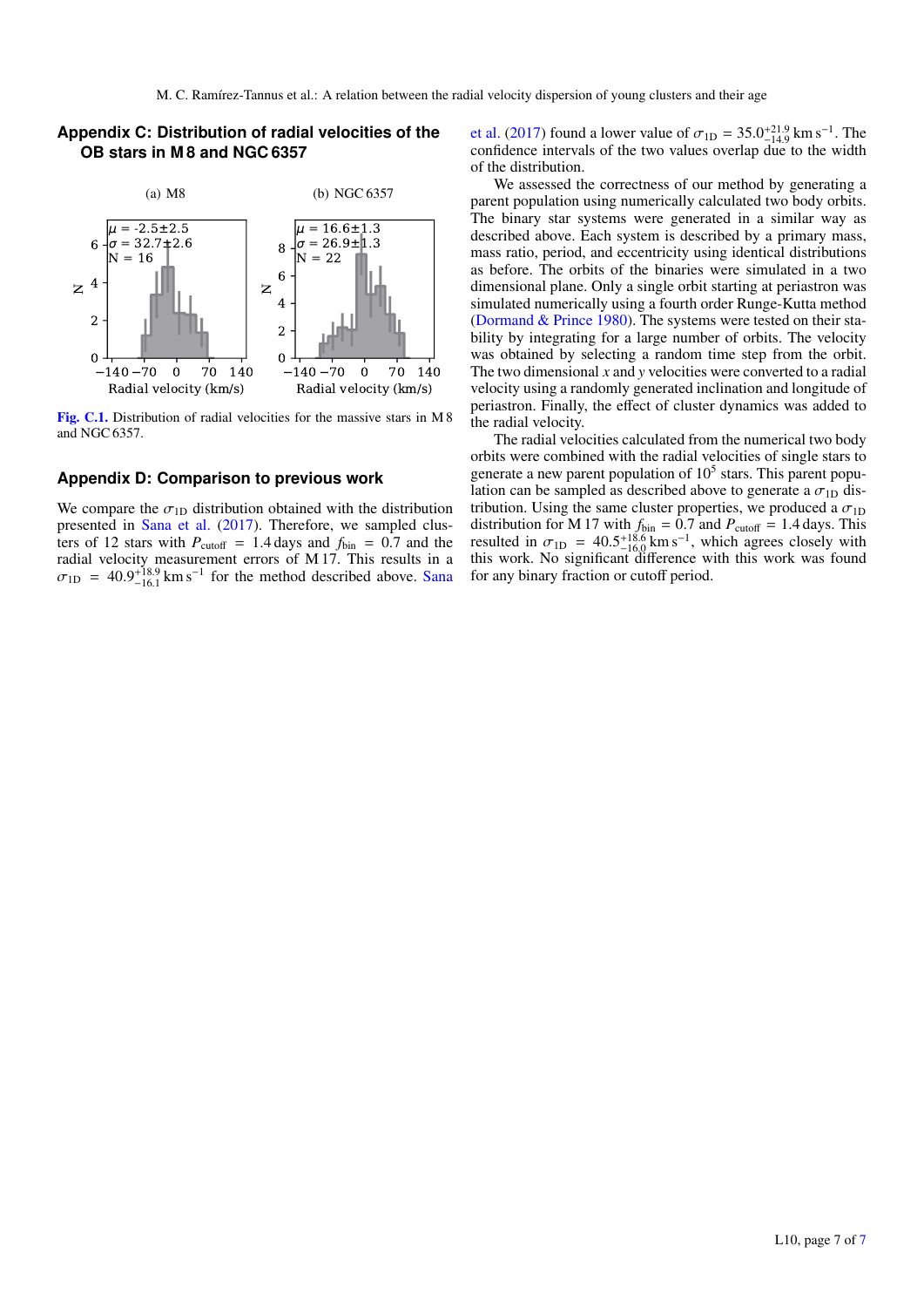## Appendix C: Distribution of radial velocities of the OB stars in M 8 and NGC 6357

(a) M8

$\mu$ = -2.5±2.5
$\sigma$ = 32.7±2.6
N = 16

N

Radial velocity (km/s)

(b) NGC 6357

$\mu$ = 16.6±1.3
$\sigma$ = 26.9±1.3
N = 22

N

Radial velocity (km/s)

**Fig. C.1.** Distribution of radial velocities for the massive stars in M 8 and NGC 6357.

## Appendix D: Comparison to previous work

We compare the $\sigma_{1D}$ distribution obtained with the distribution presented in Sana et al. (2017). Therefore, we sampled clusters of 12 stars with $P_{\rm cutoff}$ = 1.4 days and $f_{\rm bin}$ = 0.7 and the radial velocity measurement errors of M 17. This results in a $\sigma_{1D} = 40.9^{+18.9}_{-16.1}$ km s$^{-1}$ for the method described above. Sana et al. (2017) found a lower value of $\sigma_{1D} = 35.0^{+21.9}_{-14.9}$ km s$^{-1}$. The confidence intervals of the two values overlap due to the width of the distribution.

We assessed the correctness of our method by generating a parent population using numerically calculated two body orbits. The binary star systems were generated in a similar way as described above. Each system is described by a primary mass, mass ratio, period, and eccentricity using identical distributions as before. The orbits of the binaries were simulated in a two dimensional plane. Only a single orbit starting at periastron was simulated numerically using a fourth order Runge-Kutta method (Dormand & Prince 1980). The systems were tested on their stability by integrating for a large number of orbits. The velocity was obtained by selecting a random time step from the orbit. The two dimensional $x$ and $y$ velocities were converted to a radial velocity using a randomly generated inclination and longitude of periastron. Finally, the effect of cluster dynamics was added to the radial velocity.

The radial velocities calculated from the numerical two body orbits were combined with the radial velocities of single stars to generate a new parent population of $10^5$ stars. This parent population can be sampled as described above to generate a $\sigma_{1D}$ distribution. Using the same cluster properties, we produced a $\sigma_{1D}$ distribution for M 17 with $f_{\rm bin}$ = 0.7 and $P_{\rm cutoff}$ = 1.4 days. This resulted in $\sigma_{1D} = 40.5^{+18.6}_{-16.0}$ km s$^{-1}$, which agrees closely with this work. No significant difference with this work was found for any binary fraction or cutoff period.